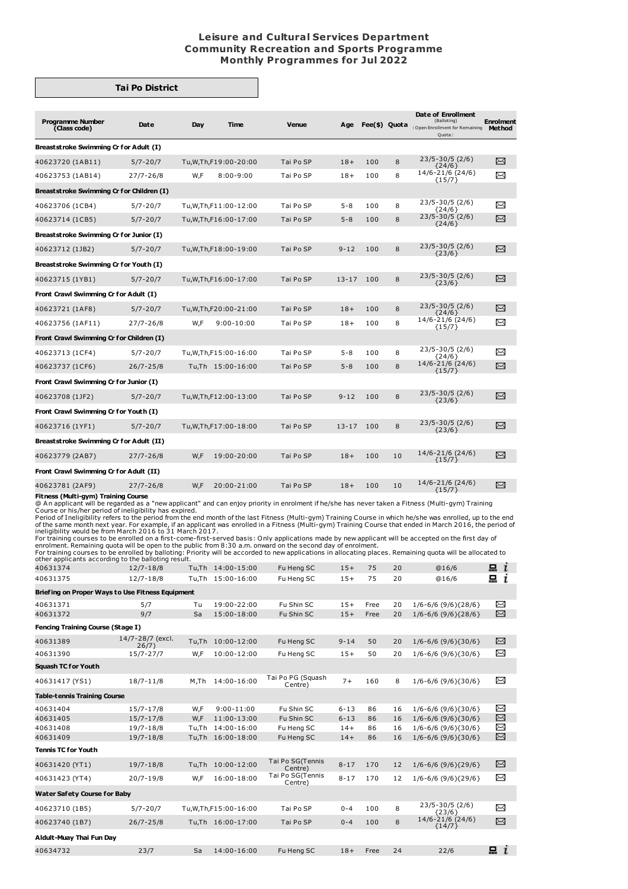# Leisure and Cultural Services Department
## Community Recreation and Sports Programme
## Monthly Programmes for Jul 2022

### Tai Po District

| Programme Number (Class code) | Date | Day | Time | Venue | Age | Fee($) | Quota | Date of Enrollment (Balloting) {Open Enrollment for Remaining Quota} | Enrolment Method |
|---|---|---|---|---|---|---|---|---|---|
| **Breaststroke Swimming Cr for Adult (I)** | | | | | | | | | |
| 40623720 (1AB11) | 5/7-20/7 | Tu,W,Th,F | 19:00-20:00 | Tai Po SP | 18+ | 100 | 8 | 23/5-30/5 (2/6) {24/6} | ✉ |
| 40623753 (1AB14) | 27/7-26/8 | W,F | 8:00-9:00 | Tai Po SP | 18+ | 100 | 8 | 14/6-21/6 (24/6) {15/7} | ✉ |
| **Breaststroke Swimming Cr for Children (I)** | | | | | | | | | |
| 40623706 (1CB4) | 5/7-20/7 | Tu,W,Th,F | 11:00-12:00 | Tai Po SP | 5-8 | 100 | 8 | 23/5-30/5 (2/6) {24/6} | ✉ |
| 40623714 (1CB5) | 5/7-20/7 | Tu,W,Th,F | 16:00-17:00 | Tai Po SP | 5-8 | 100 | 8 | 23/5-30/5 (2/6) {24/6} | ✉ |
| **Breaststroke Swimming Cr for Junior (I)** | | | | | | | | | |
| 40623712 (1JB2) | 5/7-20/7 | Tu,W,Th,F | 18:00-19:00 | Tai Po SP | 9-12 | 100 | 8 | 23/5-30/5 (2/6) {23/6} | ✉ |
| **Breaststroke Swimming Cr for Youth (I)** | | | | | | | | | |
| 40623715 (1YB1) | 5/7-20/7 | Tu,W,Th,F | 16:00-17:00 | Tai Po SP | 13-17 | 100 | 8 | 23/5-30/5 (2/6) {23/6} | ✉ |
| **Front Crawl Swimming Cr for Adult (I)** | | | | | | | | | |
| 40623721 (1AF8) | 5/7-20/7 | Tu,W,Th,F | 20:00-21:00 | Tai Po SP | 18+ | 100 | 8 | 23/5-30/5 (2/6) {24/6} | ✉ |
| 40623756 (1AF11) | 27/7-26/8 | W,F | 9:00-10:00 | Tai Po SP | 18+ | 100 | 8 | 14/6-21/6 (24/6) {15/7} | ✉ |
| **Front Crawl Swimming Cr for Children (I)** | | | | | | | | | |
| 40623713 (1CF4) | 5/7-20/7 | Tu,W,Th,F | 15:00-16:00 | Tai Po SP | 5-8 | 100 | 8 | 23/5-30/5 (2/6) {24/6} | ✉ |
| 40623737 (1CF6) | 26/7-25/8 | Tu,Th | 15:00-16:00 | Tai Po SP | 5-8 | 100 | 8 | 14/6-21/6 (24/6) {15/7} | ✉ |
| **Front Crawl Swimming Cr for Junior (I)** | | | | | | | | | |
| 40623708 (1JF2) | 5/7-20/7 | Tu,W,Th,F | 12:00-13:00 | Tai Po SP | 9-12 | 100 | 8 | 23/5-30/5 (2/6) {23/6} | ✉ |
| **Front Crawl Swimming Cr for Youth (I)** | | | | | | | | | |
| 40623716 (1YF1) | 5/7-20/7 | Tu,W,Th,F | 17:00-18:00 | Tai Po SP | 13-17 | 100 | 8 | 23/5-30/5 (2/6) {23/6} | ✉ |
| **Breaststroke Swimming Cr for Adult (II)** | | | | | | | | | |
| 40623779 (2AB7) | 27/7-26/8 | W,F | 19:00-20:00 | Tai Po SP | 18+ | 100 | 10 | 14/6-21/6 (24/6) {15/7} | ✉ |
| **Front Crawl Swimming Cr for Adult (II)** | | | | | | | | | |
| 40623781 (2AF9) | 27/7-26/8 | W,F | 20:00-21:00 | Tai Po SP | 18+ | 100 | 10 | 14/6-21/6 (24/6) {15/7} | ✉ |

**Fitness (Multi-gym) Training Course**

@ An applicant will be regarded as a "new applicant" and can enjoy priority in enrolment if he/she has never taken a Fitness (Multi-gym) Training Course or his/her period of ineligibility has expired.

Period of Ineligibility refers to the period from the end month of the last Fitness (Multi-gym) Training Course in which he/she was enrolled, up to the end of the same month next year. For example, if an applicant was enrolled in a Fitness (Multi-gym) Training Course that ended in March 2016, the period of ineligibility would be from March 2016 to 31 March 2017.

For training courses to be enrolled on a first-come-first-served basis: Only applications made by new applicant will be accepted on the first day of enrolment. Remaining quota will be open to the public from 8:30 a.m. onward on the second day of enrolment.

For training courses to be enrolled by balloting: Priority will be accorded to new applications in allocating places. Remaining quota will be allocated to other applicants according to the balloting result.

| Programme Number (Class code) | Date | Day | Time | Venue | Age | Fee($) | Quota | Date of Enrollment (Balloting) {Open Enrollment for Remaining Quota} | Enrolment Method |
|---|---|---|---|---|---|---|---|---|---|
| 40631374 | 12/7-18/8 | Tu,Th | 14:00-15:00 | Fu Heng SC | 15+ | 75 | 20 | @16/6 | 💻 i |
| 40631375 | 12/7-18/8 | Tu,Th | 15:00-16:00 | Fu Heng SC | 15+ | 75 | 20 | @16/6 | 💻 i |
| **Briefing on Proper Ways to Use Fitness Equipment** | | | | | | | | | |
| 40631371 | 5/7 | Tu | 19:00-22:00 | Fu Shin SC | 15+ | Free | 20 | 1/6-6/6 (9/6){28/6} | ✉ |
| 40631372 | 9/7 | Sa | 15:00-18:00 | Fu Shin SC | 15+ | Free | 20 | 1/6-6/6 (9/6){28/6} | ✉ |
| **Fencing Training Course (Stage I)** | | | | | | | | | |
| 40631389 | 14/7-28/7 (excl. 26/7) | Tu,Th | 10:00-12:00 | Fu Heng SC | 9-14 | 50 | 20 | 1/6-6/6 (9/6){30/6} | ✉ |
| 40631390 | 15/7-27/7 | W,F | 10:00-12:00 | Fu Heng SC | 15+ | 50 | 20 | 1/6-6/6 (9/6){30/6} | ✉ |
| **Squash TC for Youth** | | | | | | | | | |
| 40631417 (YS1) | 18/7-11/8 | M,Th | 14:00-16:00 | Tai Po PG (Squash Centre) | 7+ | 160 | 8 | 1/6-6/6 (9/6){30/6} | ✉ |
| **Table-tennis Training Course** | | | | | | | | | |
| 40631404 | 15/7-17/8 | W,F | 9:00-11:00 | Fu Shin SC | 6-13 | 86 | 16 | 1/6-6/6 (9/6){30/6} | ✉ |
| 40631405 | 15/7-17/8 | W,F | 11:00-13:00 | Fu Shin SC | 6-13 | 86 | 16 | 1/6-6/6 (9/6){30/6} | ✉ |
| 40631408 | 19/7-18/8 | Tu,Th | 14:00-16:00 | Fu Heng SC | 14+ | 86 | 16 | 1/6-6/6 (9/6){30/6} | ✉ |
| 40631409 | 19/7-18/8 | Tu,Th | 16:00-18:00 | Fu Heng SC | 14+ | 86 | 16 | 1/6-6/6 (9/6){30/6} | ✉ |
| **Tennis TC for Youth** | | | | | | | | | |
| 40631420 (YT1) | 19/7-18/8 | Tu,Th | 10:00-12:00 | Tai Po SG(Tennis Centre) | 8-17 | 170 | 12 | 1/6-6/6 (9/6){29/6} | ✉ |
| 40631423 (YT4) | 20/7-19/8 | W,F | 16:00-18:00 | Tai Po SG(Tennis Centre) | 8-17 | 170 | 12 | 1/6-6/6 (9/6){29/6} | ✉ |
| **Water Safety Course for Baby** | | | | | | | | | |
| 40623710 (1B5) | 5/7-20/7 | Tu,W,Th,F | 15:00-16:00 | Tai Po SP | 0-4 | 100 | 8 | 23/5-30/5 (2/6) {23/6} | ✉ |
| 40623740 (1B7) | 26/7-25/8 | Tu,Th | 16:00-17:00 | Tai Po SP | 0-4 | 100 | 8 | 14/6-21/6 (24/6) {14/7} | ✉ |
| **Aldult-Muay Thai Fun Day** | | | | | | | | | |
| 40634732 | 23/7 | Sa | 14:00-16:00 | Fu Heng SC | 18+ | Free | 24 | 22/6 | 💻 i |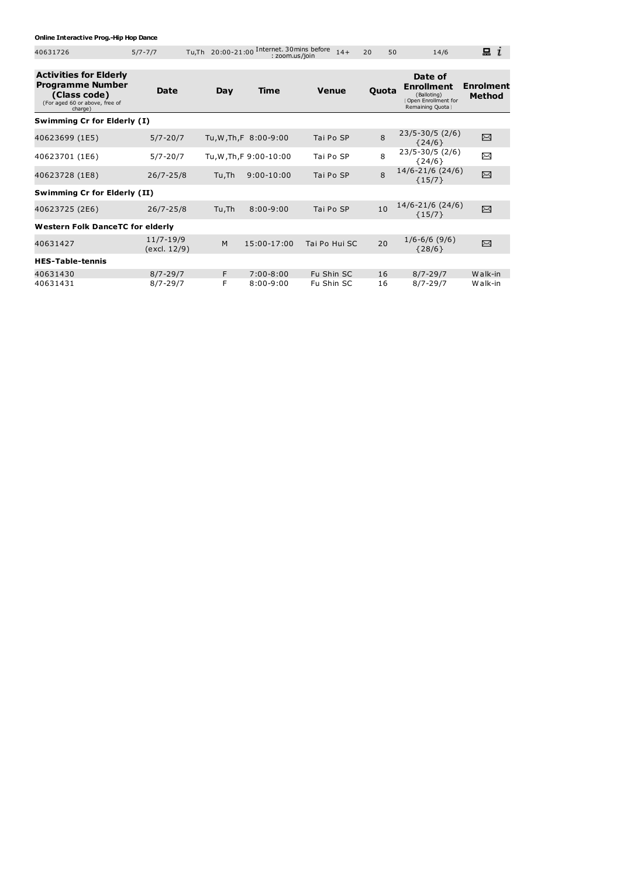**Online Interactive Prog.-Hip Hop Dance**

| | | | | | | | | | |
|---|---|---|---|---|---|---|---|---|---|
| 40631726 | 5/7-7/7 | Tu,Th | 20:00-21:00 | Internet. 30mins before : zoom.us/join | 14+ | 20 | 50 | 14/6 | 💻 i |

| Activities for Elderly Programme Number (Class code) (For aged 60 or above, free of charge) | Date | Day | Time | Venue | Quota | Date of Enrollment (Balloting) {Open Enrollment for Remaining Quota} | Enrolment Method |
|---|---|---|---|---|---|---|---|
| **Swimming Cr for Elderly (I)** | | | | | | | |
| 40623699 (1E5) | 5/7-20/7 | Tu,W,Th,F | 8:00-9:00 | Tai Po SP | 8 | 23/5-30/5 (2/6) {24/6} | ✉ |
| 40623701 (1E6) | 5/7-20/7 | Tu,W,Th,F | 9:00-10:00 | Tai Po SP | 8 | 23/5-30/5 (2/6) {24/6} | ✉ |
| 40623728 (1E8) | 26/7-25/8 | Tu,Th | 9:00-10:00 | Tai Po SP | 8 | 14/6-21/6 (24/6) {15/7} | ✉ |
| **Swimming Cr for Elderly (II)** | | | | | | | |
| 40623725 (2E6) | 26/7-25/8 | Tu,Th | 8:00-9:00 | Tai Po SP | 10 | 14/6-21/6 (24/6) {15/7} | ✉ |
| **Western Folk DanceTC for elderly** | | | | | | | |
| 40631427 | 11/7-19/9 (excl. 12/9) | M | 15:00-17:00 | Tai Po Hui SC | 20 | 1/6-6/6 (9/6) {28/6} | ✉ |
| **HES-Table-tennis** | | | | | | | |
| 40631430 | 8/7-29/7 | F | 7:00-8:00 | Fu Shin SC | 16 | 8/7-29/7 | Walk-in |
| 40631431 | 8/7-29/7 | F | 8:00-9:00 | Fu Shin SC | 16 | 8/7-29/7 | Walk-in |